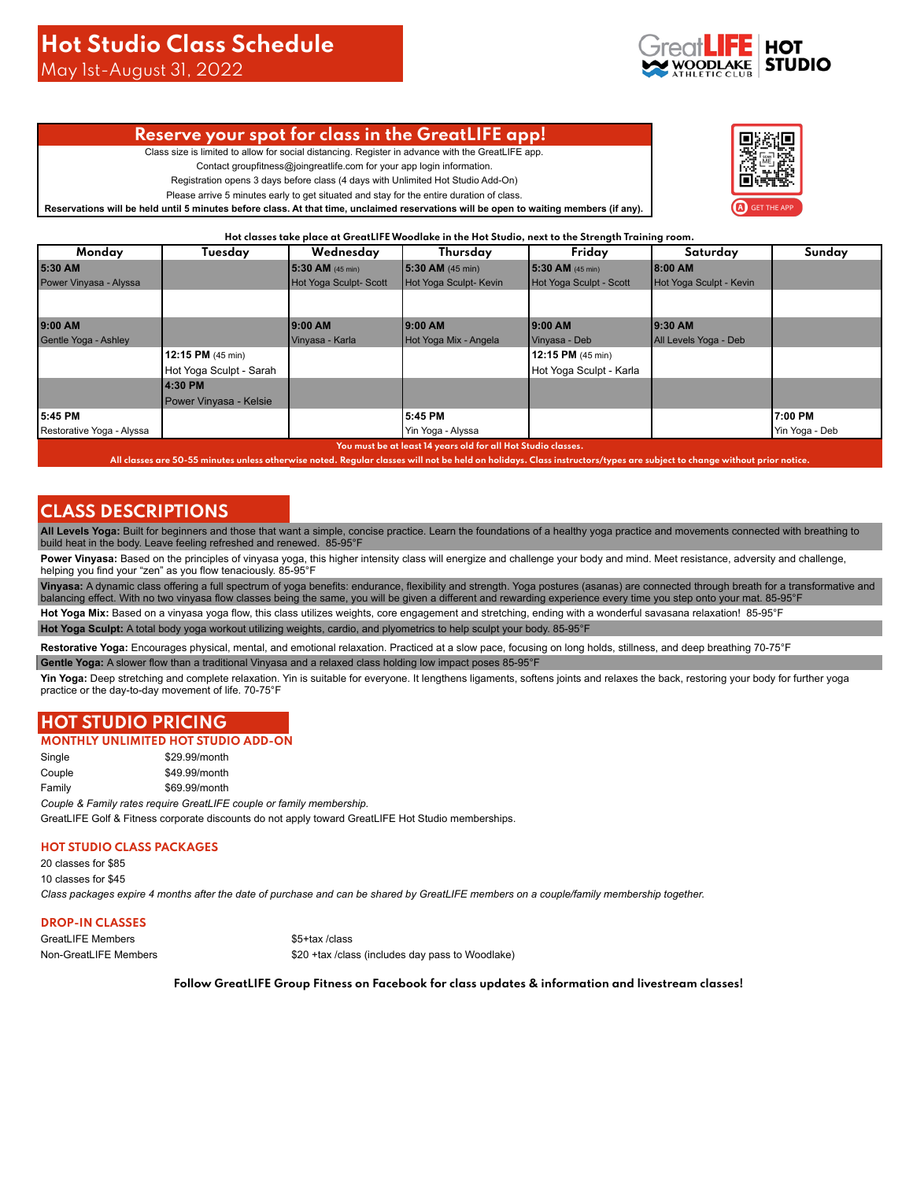# Hot Studio Class Schedule

May 1st-August 31, 2022

GreatLIFE WOODLAKE ATHLETIC CLUB | HOT STUDIO

## Reserve your spot for class in the GreatLIFE app!

Class size is limited to allow for social distancing. Register in advance with the GreatLIFE app.

Contact groupfitness@joingreatlife.com for your app login information.

Registration opens 3 days before class (4 days with Unlimited Hot Studio Add-On)

Please arrive 5 minutes early to get situated and stay for the entire duration of class.

**Reservations will be held until 5 minutes before class. At that time, unclaimed reservations will be open to waiting members (if any).**

GET THE APP

**Hot classes take place at GreatLIFE Woodlake in the Hot Studio, next to the Strength Training room.**

| Monday | Tuesday | Wednesday | Thursday | Friday | Saturday | Sunday |
|---|---|---|---|---|---|---|
| **5:30 AM** Power Vinyasa - Alyssa | | **5:30 AM** (45 min) Hot Yoga Sculpt- Scott | **5:30 AM** (45 min) Hot Yoga Sculpt- Kevin | **5:30 AM** (45 min) Hot Yoga Sculpt - Scott | **8:00 AM** Hot Yoga Sculpt - Kevin | |
| **9:00 AM** Gentle Yoga - Ashley | | **9:00 AM** Vinyasa - Karla | **9:00 AM** Hot Yoga Mix - Angela | **9:00 AM** Vinyasa - Deb | **9:30 AM** All Levels Yoga - Deb | |
| | **12:15 PM** (45 min) Hot Yoga Sculpt - Sarah | | | **12:15 PM** (45 min) Hot Yoga Sculpt - Karla | | |
| | **4:30 PM** Power Vinyasa - Kelsie | | | | | |
| **5:45 PM** Restorative Yoga - Alyssa | | | **5:45 PM** Yin Yoga - Alyssa | | | **7:00 PM** Yin Yoga - Deb |

**You must be at least 14 years old for all Hot Studio classes.**

**All classes are 50-55 minutes unless otherwise noted. Regular classes will not be held on holidays. Class instructors/types are subject to change without prior notice.**

## CLASS DESCRIPTIONS

**All Levels Yoga:** Built for beginners and those that want a simple, concise practice. Learn the foundations of a healthy yoga practice and movements connected with breathing to build heat in the body. Leave feeling refreshed and renewed. 85-95°F

**Power Vinyasa:** Based on the principles of vinyasa yoga, this higher intensity class will energize and challenge your body and mind. Meet resistance, adversity and challenge, helping you find your "zen" as you flow tenaciously. 85-95°F

**Vinyasa:** A dynamic class offering a full spectrum of yoga benefits: endurance, flexibility and strength. Yoga postures (asanas) are connected through breath for a transformative and balancing effect. With no two vinyasa flow classes being the same, you will be given a different and rewarding experience every time you step onto your mat. 85-95°F

**Hot Yoga Mix:** Based on a vinyasa yoga flow, this class utilizes weights, core engagement and stretching, ending with a wonderful savasana relaxation! 85-95°F

**Hot Yoga Sculpt:** A total body yoga workout utilizing weights, cardio, and plyometrics to help sculpt your body. 85-95°F

**Restorative Yoga:** Encourages physical, mental, and emotional relaxation. Practiced at a slow pace, focusing on long holds, stillness, and deep breathing 70-75°F

**Gentle Yoga:** A slower flow than a traditional Vinyasa and a relaxed class holding low impact poses 85-95°F

**Yin Yoga:** Deep stretching and complete relaxation. Yin is suitable for everyone. It lengthens ligaments, softens joints and relaxes the back, restoring your body for further yoga practice or the day-to-day movement of life. 70-75°F

## HOT STUDIO PRICING

### MONTHLY UNLIMITED HOT STUDIO ADD-ON

| | |
|---|---|
| Single | $29.99/month |
| Couple | $49.99/month |
| Family | $69.99/month |

*Couple & Family rates require GreatLIFE couple or family membership.*

GreatLIFE Golf & Fitness corporate discounts do not apply toward GreatLIFE Hot Studio memberships.

### HOT STUDIO CLASS PACKAGES

20 classes for $85

10 classes for $45

*Class packages expire 4 months after the date of purchase and can be shared by GreatLIFE members on a couple/family membership together.*

### DROP-IN CLASSES

| | |
|---|---|
| GreatLIFE Members | $5+tax /class |
| Non-GreatLIFE Members | $20 +tax /class (includes day pass to Woodlake) |

**Follow GreatLIFE Group Fitness on Facebook for class updates & information and livestream classes!**